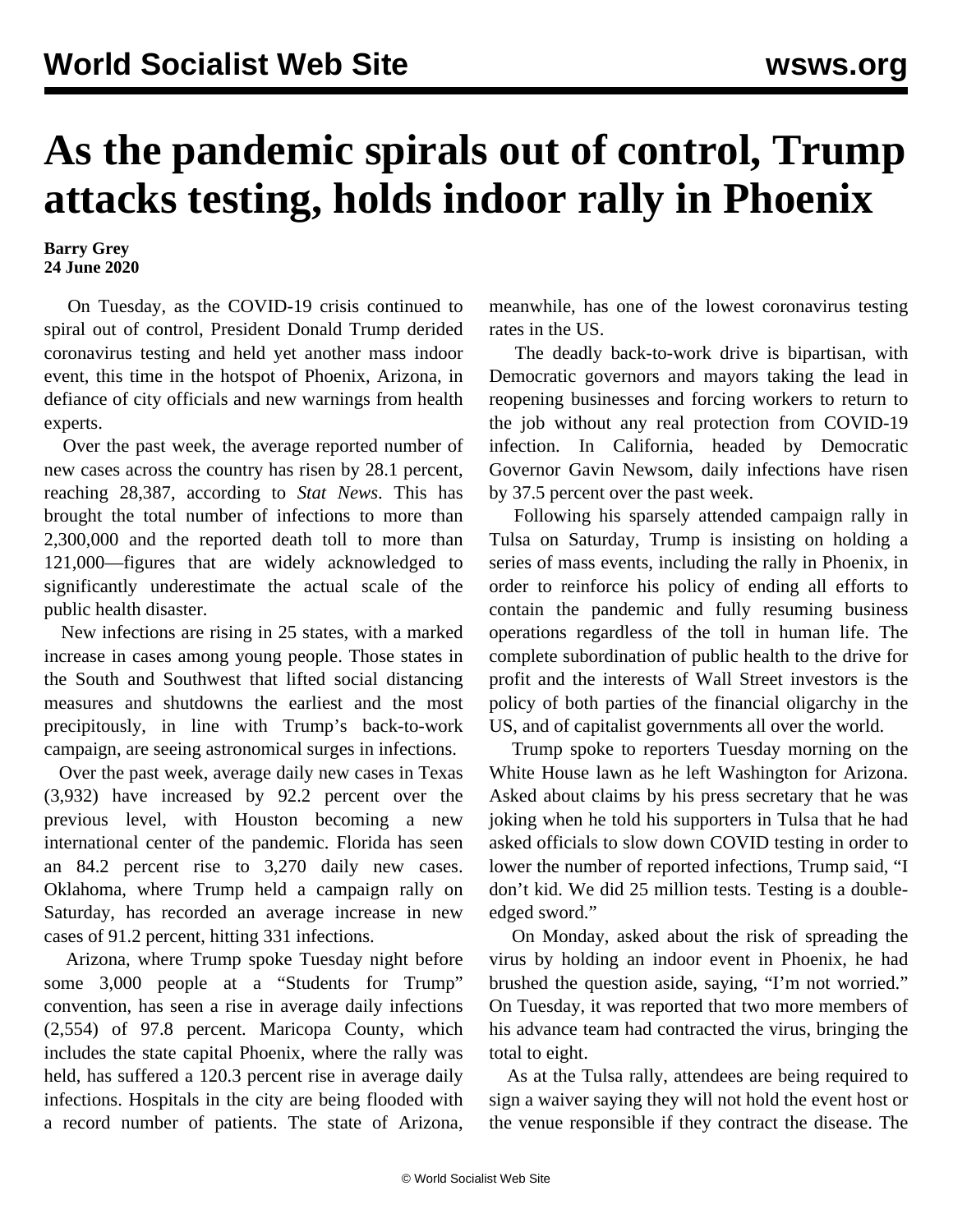# As the pandemic spirals out of control, Trump attacks testing, holds indoor rally in Phoenix

**Barry Grey**
**24 June 2020**

On Tuesday, as the COVID-19 crisis continued to spiral out of control, President Donald Trump derided coronavirus testing and held yet another mass indoor event, this time in the hotspot of Phoenix, Arizona, in defiance of city officials and new warnings from health experts.

Over the past week, the average reported number of new cases across the country has risen by 28.1 percent, reaching 28,387, according to *Stat News*. This has brought the total number of infections to more than 2,300,000 and the reported death toll to more than 121,000—figures that are widely acknowledged to significantly underestimate the actual scale of the public health disaster.

New infections are rising in 25 states, with a marked increase in cases among young people. Those states in the South and Southwest that lifted social distancing measures and shutdowns the earliest and the most precipitously, in line with Trump's back-to-work campaign, are seeing astronomical surges in infections.

Over the past week, average daily new cases in Texas (3,932) have increased by 92.2 percent over the previous level, with Houston becoming a new international center of the pandemic. Florida has seen an 84.2 percent rise to 3,270 daily new cases. Oklahoma, where Trump held a campaign rally on Saturday, has recorded an average increase in new cases of 91.2 percent, hitting 331 infections.

Arizona, where Trump spoke Tuesday night before some 3,000 people at a "Students for Trump" convention, has seen a rise in average daily infections (2,554) of 97.8 percent. Maricopa County, which includes the state capital Phoenix, where the rally was held, has suffered a 120.3 percent rise in average daily infections. Hospitals in the city are being flooded with a record number of patients. The state of Arizona, meanwhile, has one of the lowest coronavirus testing rates in the US.

The deadly back-to-work drive is bipartisan, with Democratic governors and mayors taking the lead in reopening businesses and forcing workers to return to the job without any real protection from COVID-19 infection. In California, headed by Democratic Governor Gavin Newsom, daily infections have risen by 37.5 percent over the past week.

Following his sparsely attended campaign rally in Tulsa on Saturday, Trump is insisting on holding a series of mass events, including the rally in Phoenix, in order to reinforce his policy of ending all efforts to contain the pandemic and fully resuming business operations regardless of the toll in human life. The complete subordination of public health to the drive for profit and the interests of Wall Street investors is the policy of both parties of the financial oligarchy in the US, and of capitalist governments all over the world.

Trump spoke to reporters Tuesday morning on the White House lawn as he left Washington for Arizona. Asked about claims by his press secretary that he was joking when he told his supporters in Tulsa that he had asked officials to slow down COVID testing in order to lower the number of reported infections, Trump said, "I don't kid. We did 25 million tests. Testing is a double-edged sword."

On Monday, asked about the risk of spreading the virus by holding an indoor event in Phoenix, he had brushed the question aside, saying, "I'm not worried." On Tuesday, it was reported that two more members of his advance team had contracted the virus, bringing the total to eight.

As at the Tulsa rally, attendees are being required to sign a waiver saying they will not hold the event host or the venue responsible if they contract the disease. The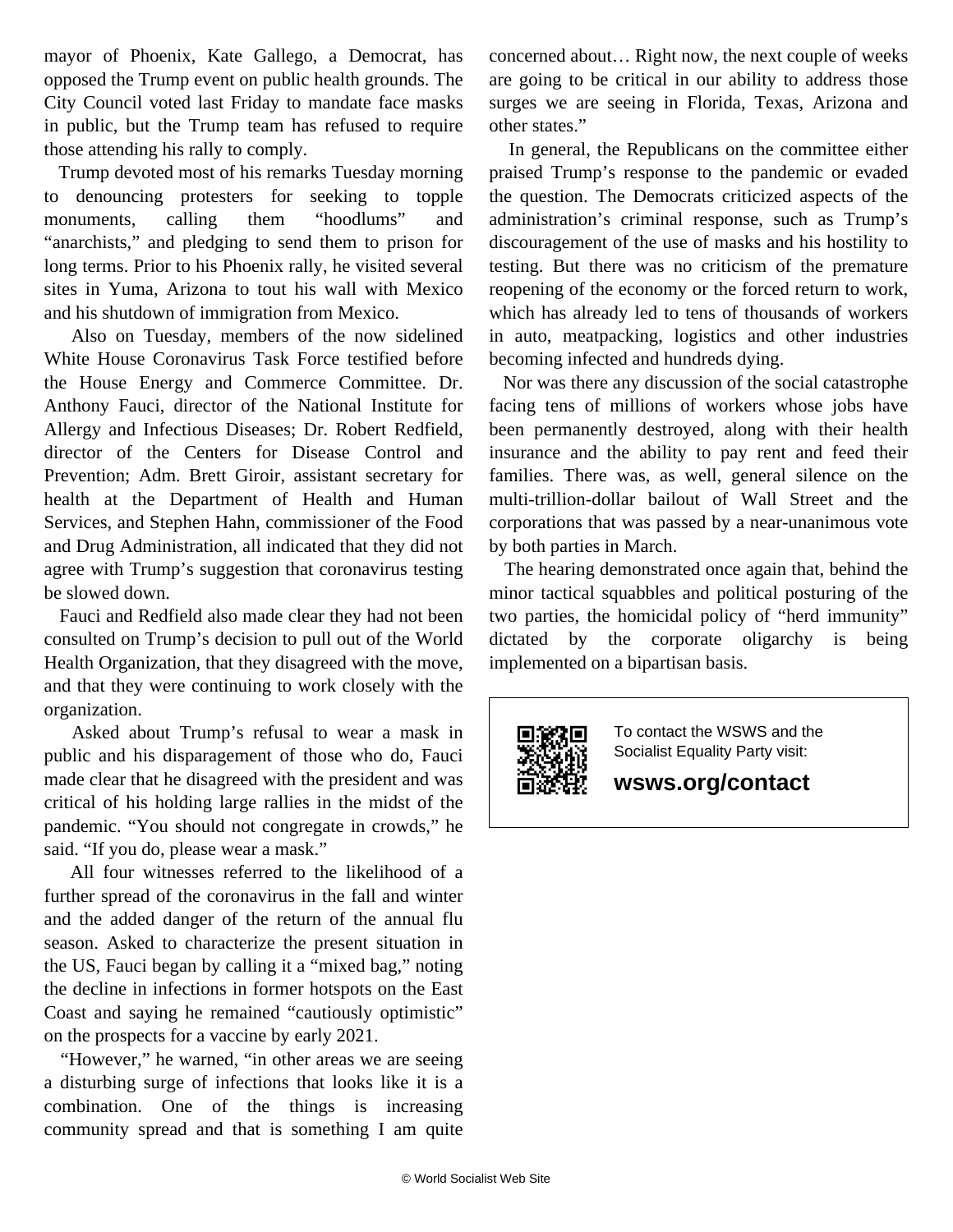mayor of Phoenix, Kate Gallego, a Democrat, has opposed the Trump event on public health grounds. The City Council voted last Friday to mandate face masks in public, but the Trump team has refused to require those attending his rally to comply.

Trump devoted most of his remarks Tuesday morning to denouncing protesters for seeking to topple monuments, calling them "hoodlums" and "anarchists," and pledging to send them to prison for long terms. Prior to his Phoenix rally, he visited several sites in Yuma, Arizona to tout his wall with Mexico and his shutdown of immigration from Mexico.

Also on Tuesday, members of the now sidelined White House Coronavirus Task Force testified before the House Energy and Commerce Committee. Dr. Anthony Fauci, director of the National Institute for Allergy and Infectious Diseases; Dr. Robert Redfield, director of the Centers for Disease Control and Prevention; Adm. Brett Giroir, assistant secretary for health at the Department of Health and Human Services, and Stephen Hahn, commissioner of the Food and Drug Administration, all indicated that they did not agree with Trump's suggestion that coronavirus testing be slowed down.

Fauci and Redfield also made clear they had not been consulted on Trump's decision to pull out of the World Health Organization, that they disagreed with the move, and that they were continuing to work closely with the organization.

Asked about Trump's refusal to wear a mask in public and his disparagement of those who do, Fauci made clear that he disagreed with the president and was critical of his holding large rallies in the midst of the pandemic. "You should not congregate in crowds," he said. "If you do, please wear a mask."

All four witnesses referred to the likelihood of a further spread of the coronavirus in the fall and winter and the added danger of the return of the annual flu season. Asked to characterize the present situation in the US, Fauci began by calling it a "mixed bag," noting the decline in infections in former hotspots on the East Coast and saying he remained "cautiously optimistic" on the prospects for a vaccine by early 2021.

"However," he warned, "in other areas we are seeing a disturbing surge of infections that looks like it is a combination. One of the things is increasing community spread and that is something I am quite concerned about… Right now, the next couple of weeks are going to be critical in our ability to address those surges we are seeing in Florida, Texas, Arizona and other states."

In general, the Republicans on the committee either praised Trump's response to the pandemic or evaded the question. The Democrats criticized aspects of the administration's criminal response, such as Trump's discouragement of the use of masks and his hostility to testing. But there was no criticism of the premature reopening of the economy or the forced return to work, which has already led to tens of thousands of workers in auto, meatpacking, logistics and other industries becoming infected and hundreds dying.

Nor was there any discussion of the social catastrophe facing tens of millions of workers whose jobs have been permanently destroyed, along with their health insurance and the ability to pay rent and feed their families. There was, as well, general silence on the multi-trillion-dollar bailout of Wall Street and the corporations that was passed by a near-unanimous vote by both parties in March.

The hearing demonstrated once again that, behind the minor tactical squabbles and political posturing of the two parties, the homicidal policy of "herd immunity" dictated by the corporate oligarchy is being implemented on a bipartisan basis.

To contact the WSWS and the Socialist Equality Party visit:

**wsws.org/contact**